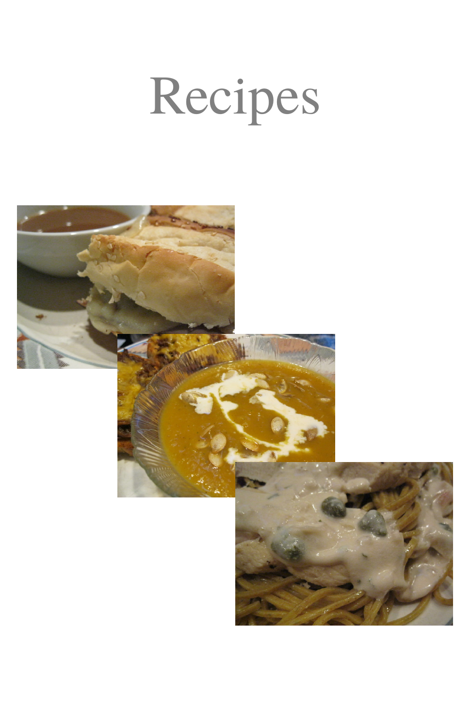# Recipes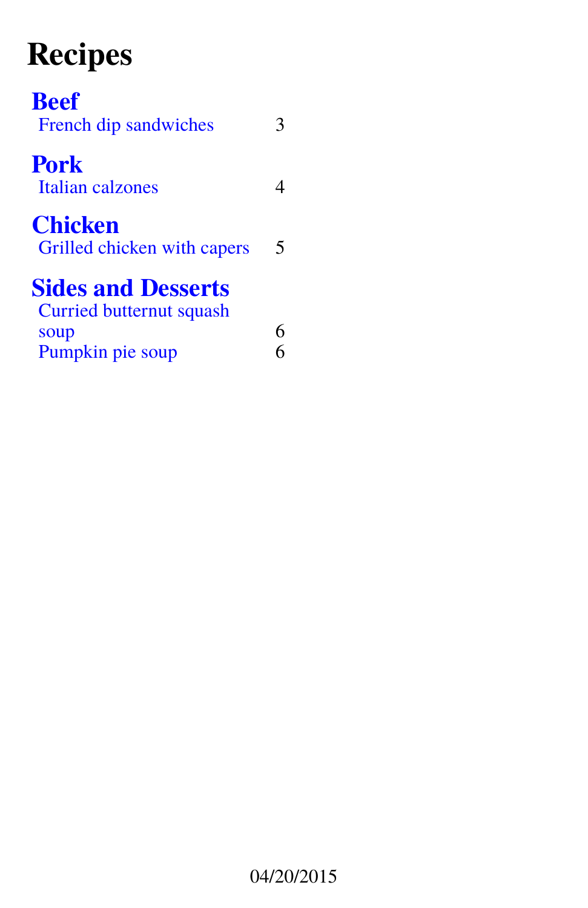# Recipes

## Beef

| | |
|---|---|
| French dip sandwiches | 3 |

## Pork

| | |
|---|---|
| Italian calzones | 4 |

## Chicken

| | |
|---|---|
| Grilled chicken with capers | 5 |

## Sides and Desserts

| | |
|---|---|
| Curried butternut squash soup | 6 |
| Pumpkin pie soup | 6 |

04/20/2015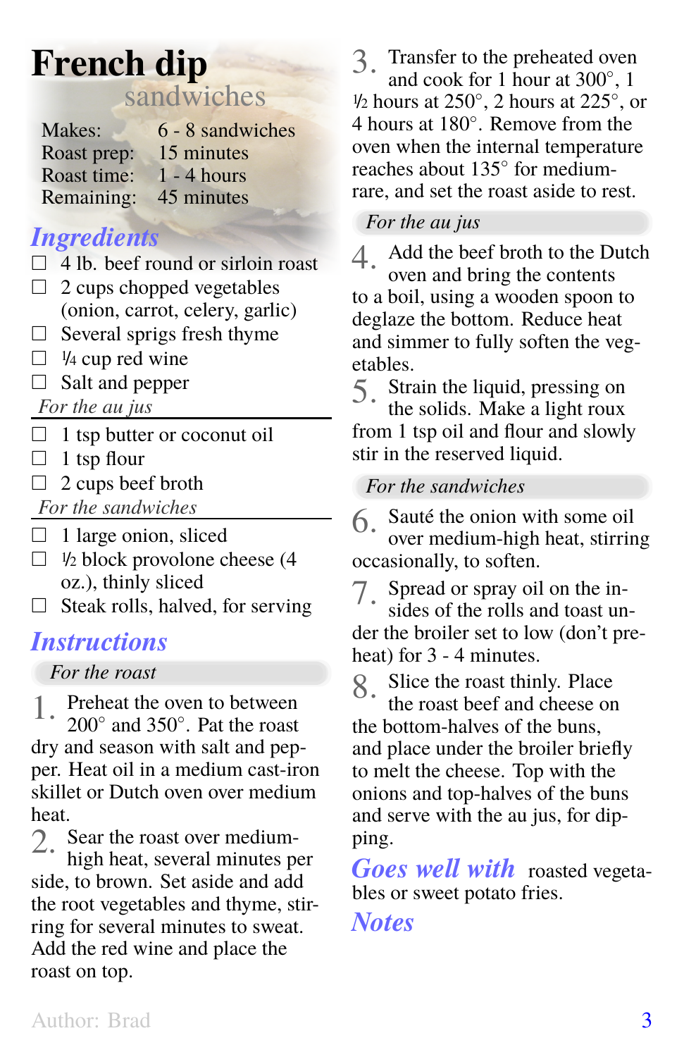# French dip sandwiches

| | |
|---|---|
| Makes: | 6 - 8 sandwiches |
| Roast prep: | 15 minutes |
| Roast time: | 1 - 4 hours |
| Remaining: | 45 minutes |

## Ingredients

- ☐ 4 lb. beef round or sirloin roast
- ☐ 2 cups chopped vegetables (onion, carrot, celery, garlic)
- ☐ Several sprigs fresh thyme
- ☐ ¼ cup red wine
- ☐ Salt and pepper

*For the au jus*

- ☐ 1 tsp butter or coconut oil
- ☐ 1 tsp flour
- ☐ 2 cups beef broth

*For the sandwiches*

- ☐ 1 large onion, sliced
- ☐ ½ block provolone cheese (4 oz.), thinly sliced
- ☐ Steak rolls, halved, for serving

## Instructions

*For the roast*

1. Preheat the oven to between 200° and 350°. Pat the roast dry and season with salt and pepper. Heat oil in a medium cast-iron skillet or Dutch oven over medium heat.
2. Sear the roast over medium-high heat, several minutes per side, to brown. Set aside and add the root vegetables and thyme, stirring for several minutes to sweat. Add the red wine and place the roast on top.
3. Transfer to the preheated oven and cook for 1 hour at 300°, 1 ½ hours at 250°, 2 hours at 225°, or 4 hours at 180°. Remove from the oven when the internal temperature reaches about 135° for medium-rare, and set the roast aside to rest.

*For the au jus*

4. Add the beef broth to the Dutch oven and bring the contents to a boil, using a wooden spoon to deglaze the bottom. Reduce heat and simmer to fully soften the vegetables.
5. Strain the liquid, pressing on the solids. Make a light roux from 1 tsp oil and flour and slowly stir in the reserved liquid.

*For the sandwiches*

6. Sauté the onion with some oil over medium-high heat, stirring occasionally, to soften.
7. Spread or spray oil on the insides of the rolls and toast under the broiler set to low (don't preheat) for 3 - 4 minutes.
8. Slice the roast thinly. Place the roast beef and cheese on the bottom-halves of the buns, and place under the broiler briefly to melt the cheese. Top with the onions and top-halves of the buns and serve with the au jus, for dipping.

## Goes well with

roasted vegetables or sweet potato fries.

## Notes

Author: Brad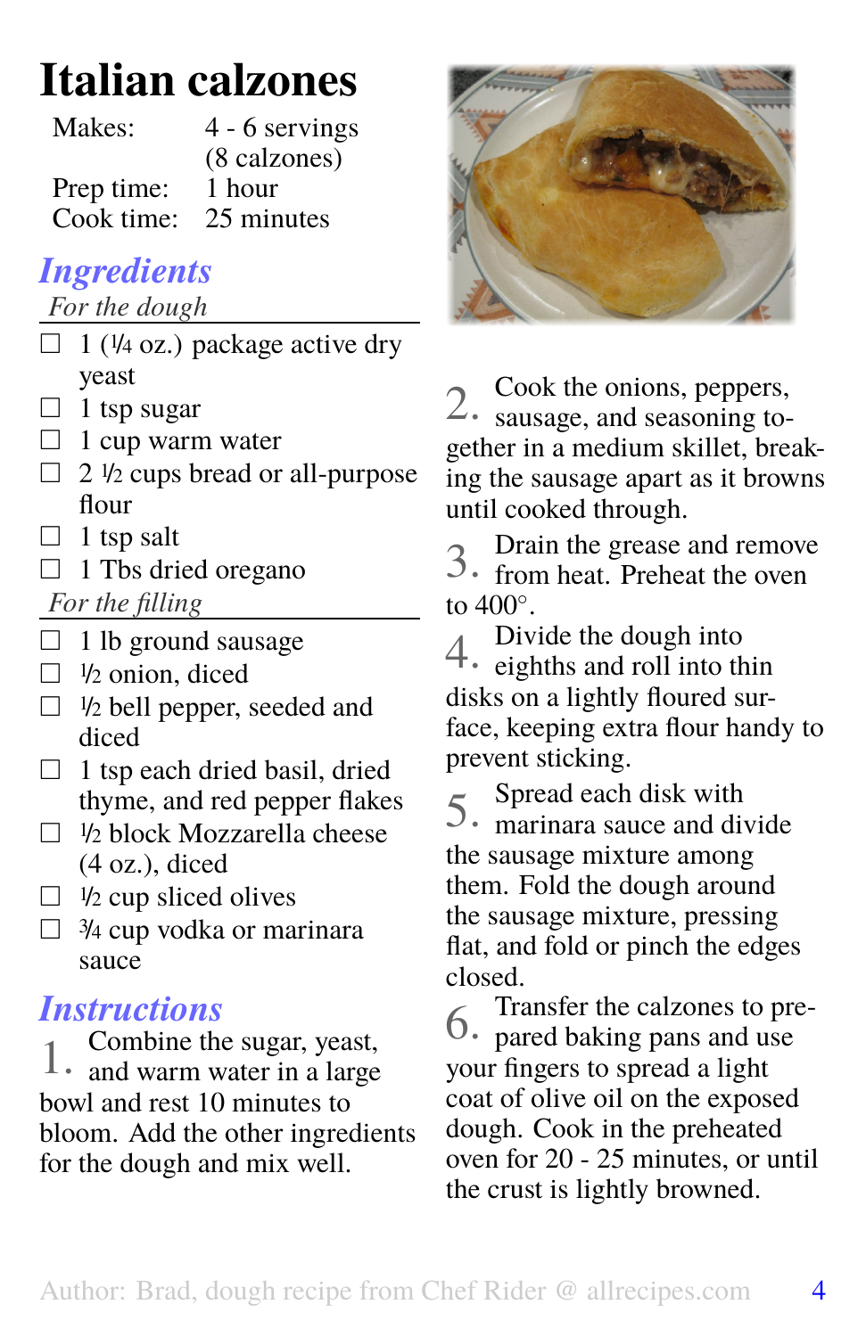# Italian calzones

| | |
|---|---|
| Makes: | 4 - 6 servings (8 calzones) |
| Prep time: | 1 hour |
| Cook time: | 25 minutes |

## *Ingredients*

*For the dough*

- ☐ 1 (¼ oz.) package active dry yeast
- ☐ 1 tsp sugar
- ☐ 1 cup warm water
- ☐ 2 ½ cups bread or all-purpose flour
- ☐ 1 tsp salt
- ☐ 1 Tbs dried oregano

*For the filling*

- ☐ 1 lb ground sausage
- ☐ ½ onion, diced
- ☐ ½ bell pepper, seeded and diced
- ☐ 1 tsp each dried basil, dried thyme, and red pepper flakes
- ☐ ½ block Mozzarella cheese (4 oz.), diced
- ☐ ½ cup sliced olives
- ☐ ¾ cup vodka or marinara sauce

## *Instructions*

1. Combine the sugar, yeast, and warm water in a large bowl and rest 10 minutes to bloom. Add the other ingredients for the dough and mix well.

2. Cook the onions, peppers, sausage, and seasoning together in a medium skillet, breaking the sausage apart as it browns until cooked through.

3. Drain the grease and remove from heat. Preheat the oven to 400°.

4. Divide the dough into eighths and roll into thin disks on a lightly floured surface, keeping extra flour handy to prevent sticking.

5. Spread each disk with marinara sauce and divide the sausage mixture among them. Fold the dough around the sausage mixture, pressing flat, and fold or pinch the edges closed.

6. Transfer the calzones to prepared baking pans and use your fingers to spread a light coat of olive oil on the exposed dough. Cook in the preheated oven for 20 - 25 minutes, or until the crust is lightly browned.

Author: Brad, dough recipe from Chef Rider @ allrecipes.com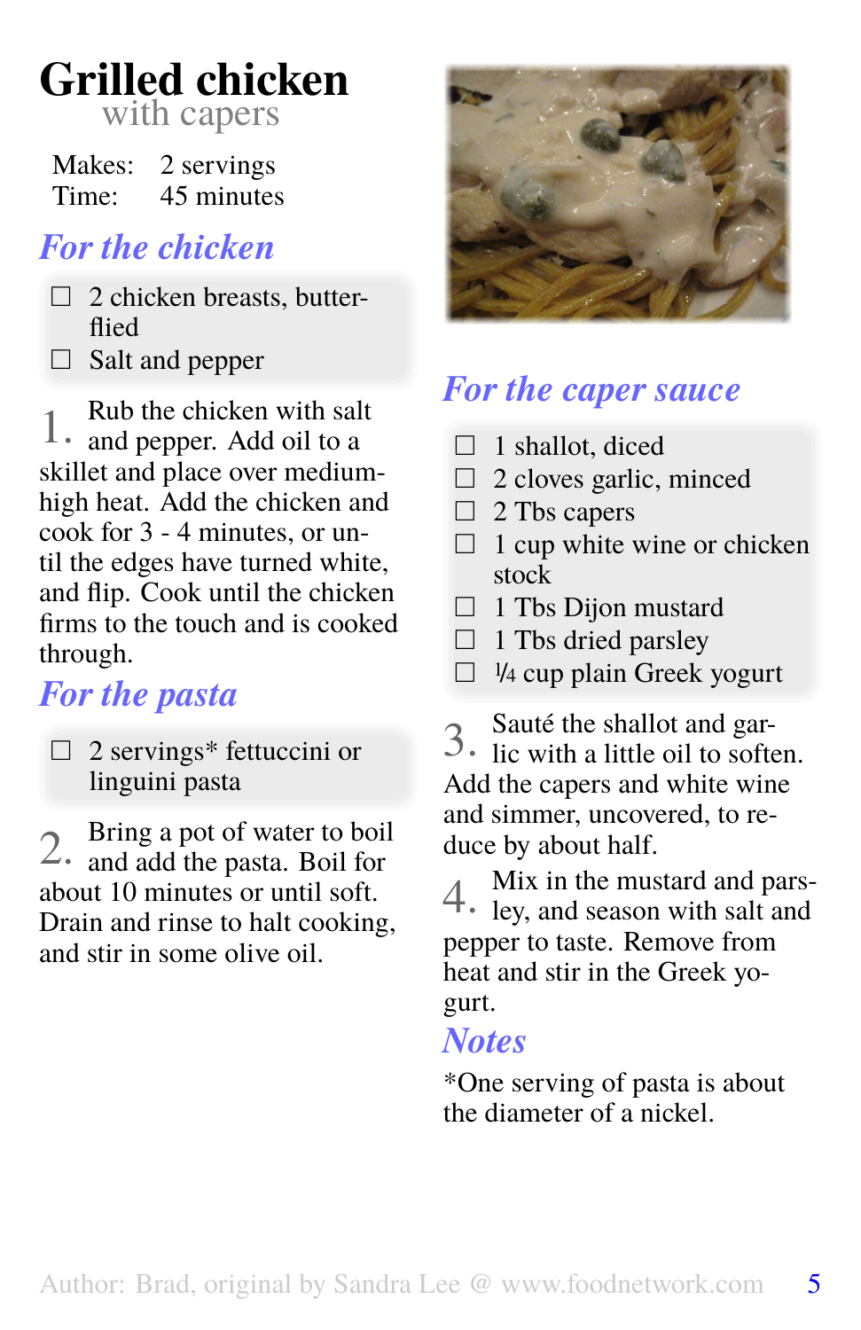# Grilled chicken

with capers

Makes: 2 servings
Time: 45 minutes

## *For the chicken*

- ☐ 2 chicken breasts, butterflied
- ☐ Salt and pepper

1. Rub the chicken with salt and pepper. Add oil to a skillet and place over medium-high heat. Add the chicken and cook for 3 - 4 minutes, or until the edges have turned white, and flip. Cook until the chicken firms to the touch and is cooked through.

## *For the pasta*

- ☐ 2 servings* fettuccini or linguini pasta

2. Bring a pot of water to boil and add the pasta. Boil for about 10 minutes or until soft. Drain and rinse to halt cooking, and stir in some olive oil.

## *For the caper sauce*

- ☐ 1 shallot, diced
- ☐ 2 cloves garlic, minced
- ☐ 2 Tbs capers
- ☐ 1 cup white wine or chicken stock
- ☐ 1 Tbs Dijon mustard
- ☐ 1 Tbs dried parsley
- ☐ ¼ cup plain Greek yogurt

3. Sauté the shallot and garlic with a little oil to soften. Add the capers and white wine and simmer, uncovered, to reduce by about half.

4. Mix in the mustard and parsley, and season with salt and pepper to taste. Remove from heat and stir in the Greek yogurt.

## *Notes*

*One serving of pasta is about the diameter of a nickel.

Author: Brad, original by Sandra Lee @ www.foodnetwork.com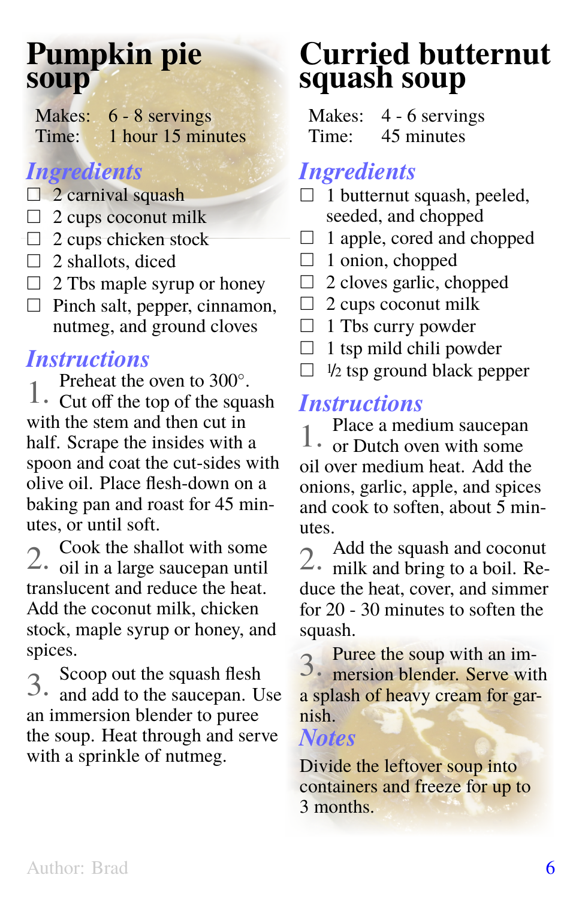# Pumpkin pie soup

Makes: 6 - 8 servings
Time: 1 hour 15 minutes

## Ingredients

- ☐ 2 carnival squash
- ☐ 2 cups coconut milk
- ☐ 2 cups chicken stock
- ☐ 2 shallots, diced
- ☐ 2 Tbs maple syrup or honey
- ☐ Pinch salt, pepper, cinnamon, nutmeg, and ground cloves

## Instructions

1. Preheat the oven to 300°. Cut off the top of the squash with the stem and then cut in half. Scrape the insides with a spoon and coat the cut-sides with olive oil. Place flesh-down on a baking pan and roast for 45 minutes, or until soft.
2. Cook the shallot with some oil in a large saucepan until translucent and reduce the heat. Add the coconut milk, chicken stock, maple syrup or honey, and spices.
3. Scoop out the squash flesh and add to the saucepan. Use an immersion blender to puree the soup. Heat through and serve with a sprinkle of nutmeg.

# Curried butternut squash soup

Makes: 4 - 6 servings
Time: 45 minutes

## Ingredients

- ☐ 1 butternut squash, peeled, seeded, and chopped
- ☐ 1 apple, cored and chopped
- ☐ 1 onion, chopped
- ☐ 2 cloves garlic, chopped
- ☐ 2 cups coconut milk
- ☐ 1 Tbs curry powder
- ☐ 1 tsp mild chili powder
- ☐ ½ tsp ground black pepper

## Instructions

1. Place a medium saucepan or Dutch oven with some oil over medium heat. Add the onions, garlic, apple, and spices and cook to soften, about 5 minutes.
2. Add the squash and coconut milk and bring to a boil. Reduce the heat, cover, and simmer for 20 - 30 minutes to soften the squash.
3. Puree the soup with an immersion blender. Serve with a splash of heavy cream for garnish.

## Notes

Divide the leftover soup into containers and freeze for up to 3 months.

Author: Brad